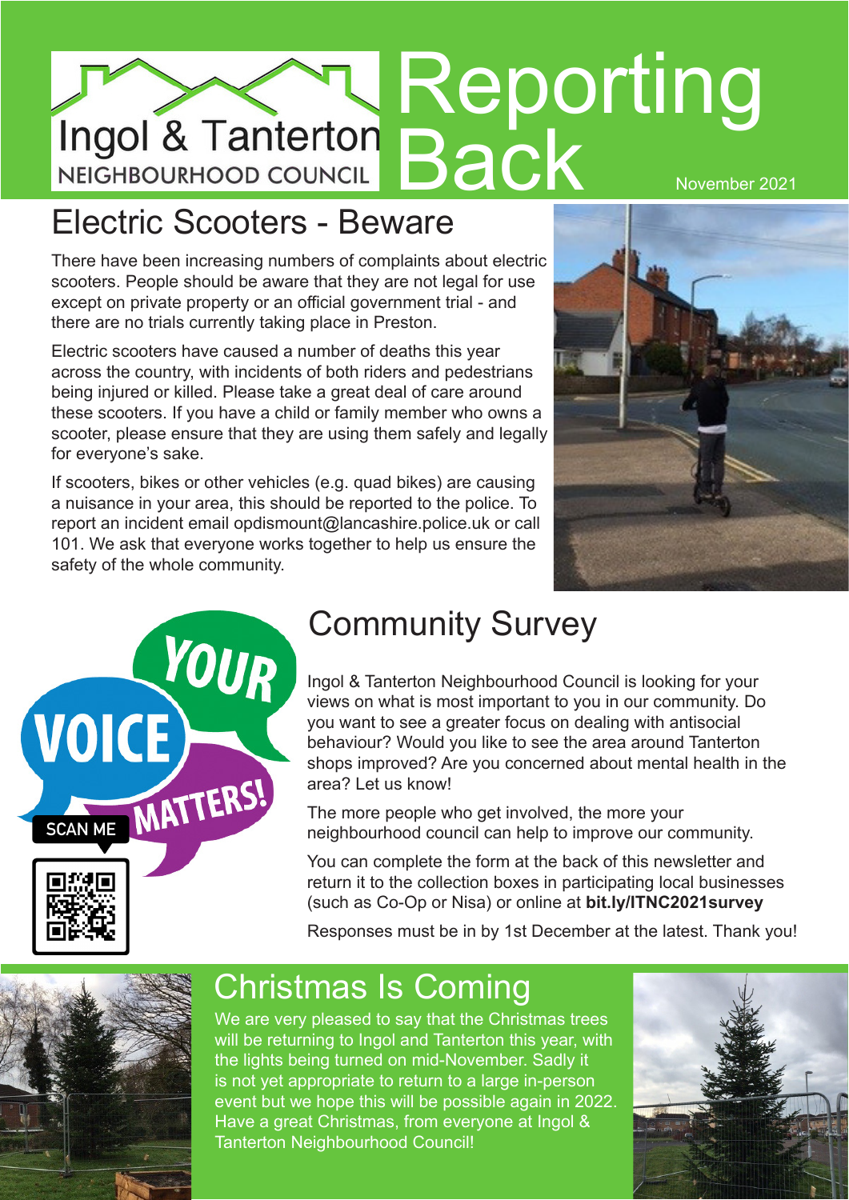# Ingol & Tanterton Neighbourhood Council Reporting Back

November 2021

## Electric Scooters - Beware

There have been increasing numbers of complaints about electric scooters. People should be aware that they are not legal for use except on private property or an official government trial - and there are no trials currently taking place in Preston.

Electric scooters have caused a number of deaths this year across the country, with incidents of both riders and pedestrians being injured or killed. Please take a great deal of care around these scooters. If you have a child or family member who owns a scooter, please ensure that they are using them safely and legally for everyone's sake.

If scooters, bikes or other vehicles (e.g. quad bikes) are causing a nuisance in your area, this should be reported to the police. To report an incident email opdismount@lancashire.police.uk or call 101. We ask that everyone works together to help us ensure the safety of the whole community.

## Community Survey

YOUR VOICE MATTERS!

SCAN ME

Ingol & Tanterton Neighbourhood Council is looking for your views on what is most important to you in our community. Do you want to see a greater focus on dealing with antisocial behaviour? Would you like to see the area around Tanterton shops improved? Are you concerned about mental health in the area? Let us know!

The more people who get involved, the more your neighbourhood council can help to improve our community.

You can complete the form at the back of this newsletter and return it to the collection boxes in participating local businesses (such as Co-Op or Nisa) or online at **bit.ly/ITNC2021survey**

Responses must be in by 1st December at the latest. Thank you!

## Christmas Is Coming

We are very pleased to say that the Christmas trees will be returning to Ingol and Tanterton this year, with the lights being turned on mid-November. Sadly it is not yet appropriate to return to a large in-person event but we hope this will be possible again in 2022. Have a great Christmas, from everyone at Ingol & Tanterton Neighbourhood Council!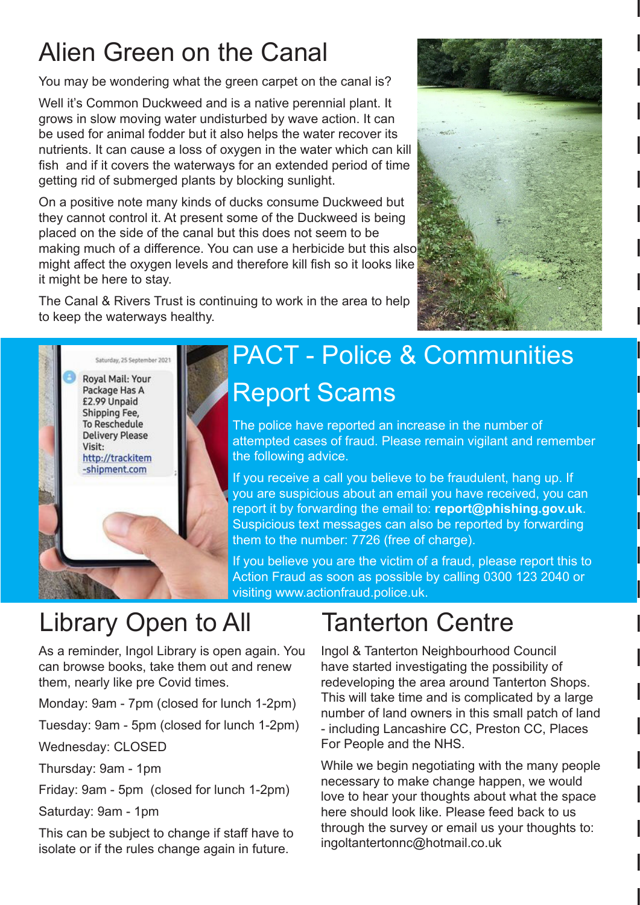# Alien Green on the Canal

You may be wondering what the green carpet on the canal is?

Well it's Common Duckweed and is a native perennial plant. It grows in slow moving water undisturbed by wave action. It can be used for animal fodder but it also helps the water recover its nutrients. It can cause a loss of oxygen in the water which can kill fish and if it covers the waterways for an extended period of time getting rid of submerged plants by blocking sunlight.

On a positive note many kinds of ducks consume Duckweed but they cannot control it. At present some of the Duckweed is being placed on the side of the canal but this does not seem to be making much of a difference. You can use a herbicide but this also might affect the oxygen levels and therefore kill fish so it looks like it might be here to stay.

The Canal & Rivers Trust is continuing to work in the area to help to keep the waterways healthy.

# PACT - Police & Communities Report Scams

The police have reported an increase in the number of attempted cases of fraud. Please remain vigilant and remember the following advice.

If you receive a call you believe to be fraudulent, hang up. If you are suspicious about an email you have received, you can report it by forwarding the email to: **report@phishing.gov.uk**. Suspicious text messages can also be reported by forwarding them to the number: 7726 (free of charge).

If you believe you are the victim of a fraud, please report this to Action Fraud as soon as possible by calling 0300 123 2040 or visiting www.actionfraud.police.uk.

# Library Open to All

As a reminder, Ingol Library is open again. You can browse books, take them out and renew them, nearly like pre Covid times.

Monday: 9am - 7pm (closed for lunch 1-2pm)

Tuesday: 9am - 5pm (closed for lunch 1-2pm)

Wednesday: CLOSED

Thursday: 9am - 1pm

Friday: 9am - 5pm (closed for lunch 1-2pm)

Saturday: 9am - 1pm

This can be subject to change if staff have to isolate or if the rules change again in future.

# Tanterton Centre

Ingol & Tanterton Neighbourhood Council have started investigating the possibility of redeveloping the area around Tanterton Shops. This will take time and is complicated by a large number of land owners in this small patch of land - including Lancashire CC, Preston CC, Places For People and the NHS.

While we begin negotiating with the many people necessary to make change happen, we would love to hear your thoughts about what the space here should look like. Please feed back to us through the survey or email us your thoughts to: ingoltantertonnc@hotmail.co.uk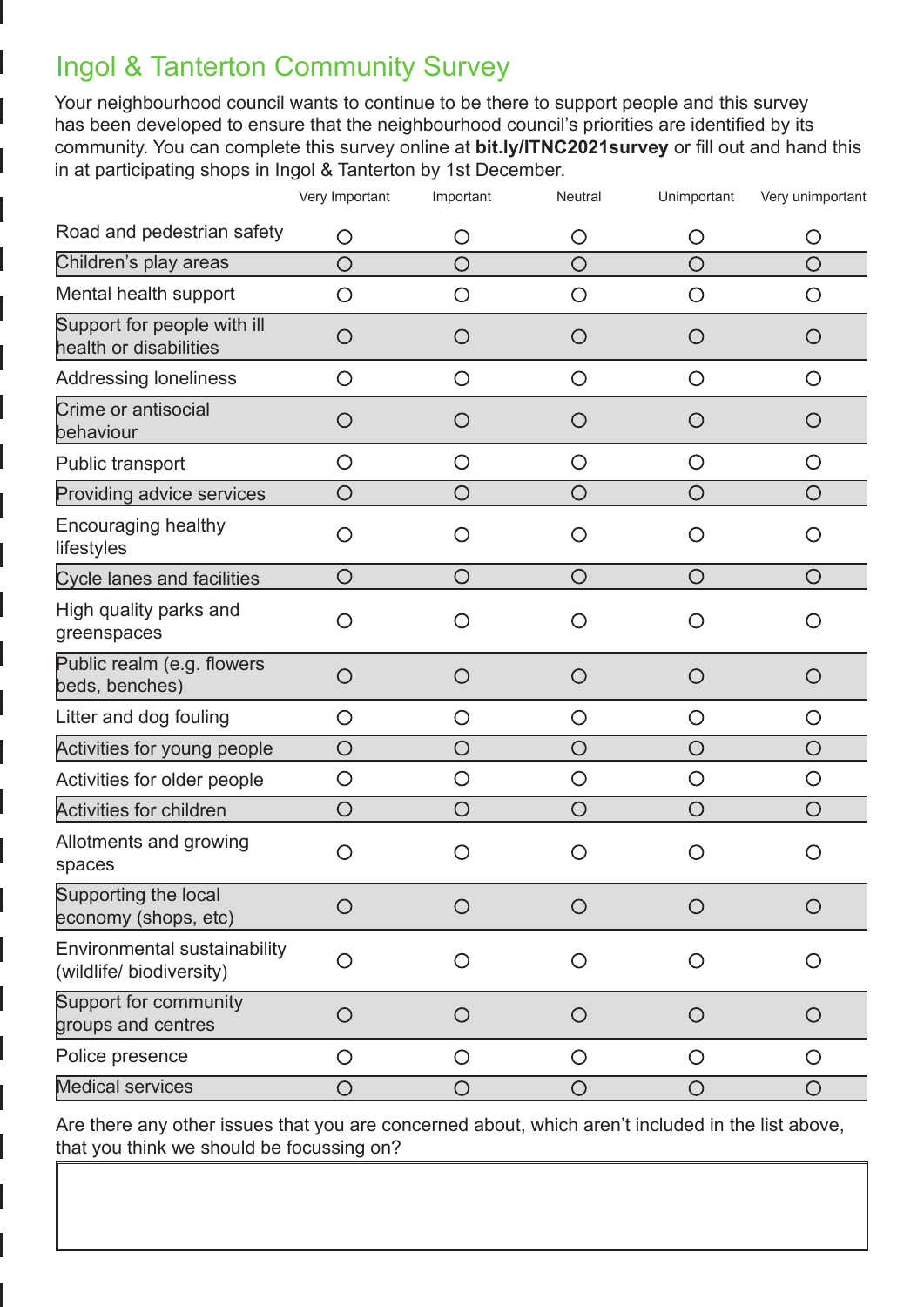# Ingol & Tanterton Community Survey

Your neighbourhood council wants to continue to be there to support people and this survey has been developed to ensure that the neighbourhood council's priorities are identified by its community. You can complete this survey online at **bit.ly/ITNC2021survey** or fill out and hand this in at participating shops in Ingol & Tanterton by 1st December.

| | Very Important | Important | Neutral | Unimportant | Very unimportant |
|---|---|---|---|---|---|
| Road and pedestrian safety | ○ | ○ | ○ | ○ | ○ |
| Children's play areas | ○ | ○ | ○ | ○ | ○ |
| Mental health support | ○ | ○ | ○ | ○ | ○ |
| Support for people with ill health or disabilities | ○ | ○ | ○ | ○ | ○ |
| Addressing loneliness | ○ | ○ | ○ | ○ | ○ |
| Crime or antisocial behaviour | ○ | ○ | ○ | ○ | ○ |
| Public transport | ○ | ○ | ○ | ○ | ○ |
| Providing advice services | ○ | ○ | ○ | ○ | ○ |
| Encouraging healthy lifestyles | ○ | ○ | ○ | ○ | ○ |
| Cycle lanes and facilities | ○ | ○ | ○ | ○ | ○ |
| High quality parks and greenspaces | ○ | ○ | ○ | ○ | ○ |
| Public realm (e.g. flowers beds, benches) | ○ | ○ | ○ | ○ | ○ |
| Litter and dog fouling | ○ | ○ | ○ | ○ | ○ |
| Activities for young people | ○ | ○ | ○ | ○ | ○ |
| Activities for older people | ○ | ○ | ○ | ○ | ○ |
| Activities for children | ○ | ○ | ○ | ○ | ○ |
| Allotments and growing spaces | ○ | ○ | ○ | ○ | ○ |
| Supporting the local economy (shops, etc) | ○ | ○ | ○ | ○ | ○ |
| Environmental sustainability (wildlife/ biodiversity) | ○ | ○ | ○ | ○ | ○ |
| Support for community groups and centres | ○ | ○ | ○ | ○ | ○ |
| Police presence | ○ | ○ | ○ | ○ | ○ |
| Medical services | ○ | ○ | ○ | ○ | ○ |

Are there any other issues that you are concerned about, which aren't included in the list above, that you think we should be focussing on?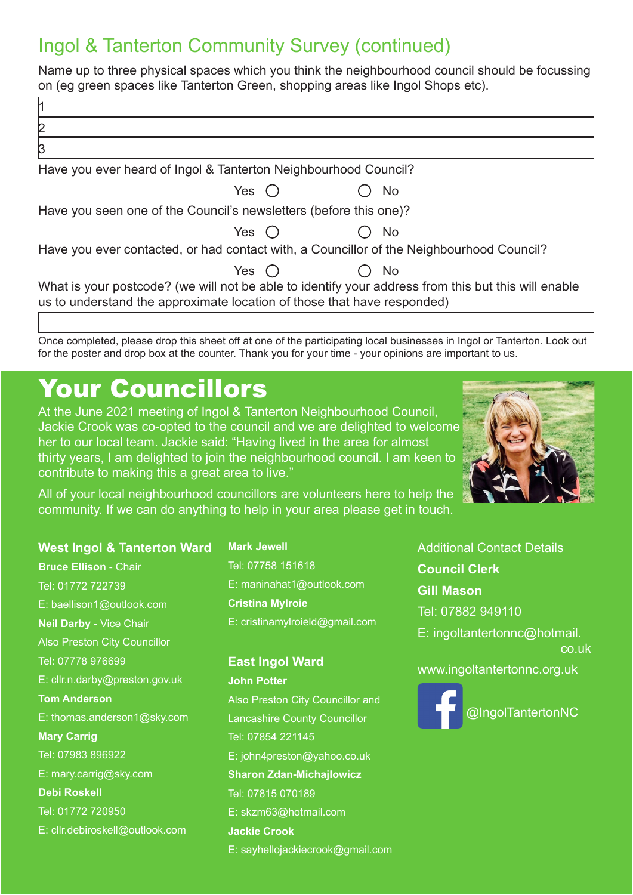## Ingol & Tanterton Community Survey (continued)

Name up to three physical spaces which you think the neighbourhood council should be focussing on (eg green spaces like Tanterton Green, shopping areas like Ingol Shops etc).

1

2

3

Have you ever heard of Ingol & Tanterton Neighbourhood Council?

Yes ○ ○ No

Have you seen one of the Council's newsletters (before this one)?

Yes ○ ○ No

Have you ever contacted, or had contact with, a Councillor of the Neighbourhood Council?

Yes ○ ○ No

What is your postcode? (we will not be able to identify your address from this but this will enable us to understand the approximate location of those that have responded)

Once completed, please drop this sheet off at one of the participating local businesses in Ingol or Tanterton. Look out for the poster and drop box at the counter. Thank you for your time - your opinions are important to us.

# Your Councillors

At the June 2021 meeting of Ingol & Tanterton Neighbourhood Council, Jackie Crook was co-opted to the council and we are delighted to welcome her to our local team. Jackie said: "Having lived in the area for almost thirty years, I am delighted to join the neighbourhood council. I am keen to contribute to making this a great area to live."

All of your local neighbourhood councillors are volunteers here to help the community. If we can do anything to help in your area please get in touch.

### West Ingol & Tanterton Ward

**Bruce Ellison** - Chair
Tel: 01772 722739
E: baellison1@outlook.com

**Neil Darby** - Vice Chair
Also Preston City Councillor
Tel: 07778 976699
E: cllr.n.darby@preston.gov.uk

**Tom Anderson**
E: thomas.anderson1@sky.com

**Mary Carrig**
Tel: 07983 896922
E: mary.carrig@sky.com

**Debi Roskell**
Tel: 01772 720950
E: cllr.debiroskell@outlook.com

**Mark Jewell**
Tel: 07758 151618
E: maninahat1@outlook.com

**Cristina Mylroie**
E: cristinamylroield@gmail.com

### East Ingol Ward

**John Potter**
Also Preston City Councillor and Lancashire County Councillor
Tel: 07854 221145
E: john4preston@yahoo.co.uk

**Sharon Zdan-Michajlowicz**
Tel: 07815 070189
E: skzm63@hotmail.com

**Jackie Crook**
E: sayhellojackiecrook@gmail.com

### Additional Contact Details

**Council Clerk**

**Gill Mason**
Tel: 07882 949110
E: ingoltantertonnc@hotmail.co.uk

www.ingoltantertonnc.org.uk

@IngolTantertonNC